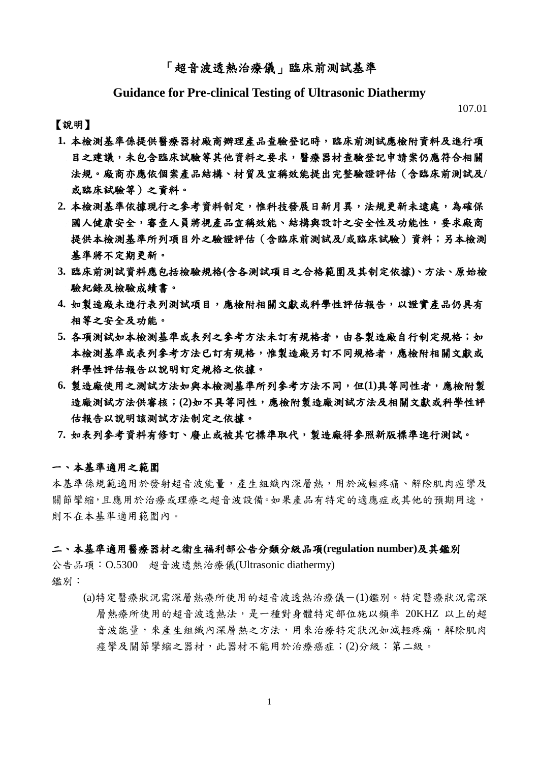# 「超音波透熱治療儀」臨床前測試基準

## Guidance for Pre-clinical Testing of Ultrasonic Diathermy

107.01

【說明】

1. **本檢測基準係提供醫療器材廠商辦理產品查驗登記時，臨床前測試應檢附資料及進行項目之建議，未包含臨床試驗等其他資料之要求，醫療器材查驗登記申請案仍應符合相關法規。廠商亦應依個案產品結構、材質及宣稱效能提出完整驗證評估（含臨床前測試及/或臨床試驗等）之資料。**
2. **本檢測基準依據現行之參考資料制定，惟科技發展日新月異，法規更新未逮處，為確保國人健康安全，審查人員將視產品宣稱效能、結構與設計之安全性及功能性，要求廠商提供本檢測基準所列項目外之驗證評估（含臨床前測試及/或臨床試驗）資料；另本檢測基準將不定期更新。**
3. **臨床前測試資料應包括檢驗規格(含各測試項目之合格範圍及其制定依據)、方法、原始檢驗紀錄及檢驗成績書。**
4. **如製造廠未進行表列測試項目，應檢附相關文獻或科學性評估報告，以證實產品仍具有相等之安全及功能。**
5. **各項測試如本檢測基準或表列之參考方法未訂有規格者，由各製造廠自行制定規格；如本檢測基準或表列參考方法已訂有規格，惟製造廠另訂不同規格者，應檢附相關文獻或科學性評估報告以說明訂定規格之依據。**
6. **製造廠使用之測試方法如與本檢測基準所列參考方法不同，但(1)具等同性者，應檢附製造廠測試方法供審核；(2)如不具等同性，應檢附製造廠測試方法及相關文獻或科學性評估報告以說明該測試方法制定之依據。**
7. **如表列參考資料有修訂、廢止或被其它標準取代，製造廠得參照新版標準進行測試。**

### 一、本基準適用之範圍

本基準係規範適用於發射超音波能量，產生組織內深層熱，用於減輕疼痛、解除肌肉痙攣及關節攣縮，且應用於治療或理療之超音波設備。如果產品有特定的適應症或其他的預期用途，則不在本基準適用範圍內。

### 二、本基準適用醫療器材之衛生福利部公告分類分級品項(regulation number)及其鑑別

公告品項：O.5300　超音波透熱治療儀(Ultrasonic diathermy)

鑑別：

(a)特定醫療狀況需深層熱療所使用的超音波透熱治療儀－(1)鑑別。特定醫療狀況需深層熱療所使用的超音波透熱法，是一種對身體特定部位施以頻率 20KHZ 以上的超音波能量，來產生組織內深層熱之方法，用來治療特定狀況如減輕疼痛，解除肌肉痙攣及關節攣縮之器材，此器材不能用於治療癌症；(2)分級：第二級。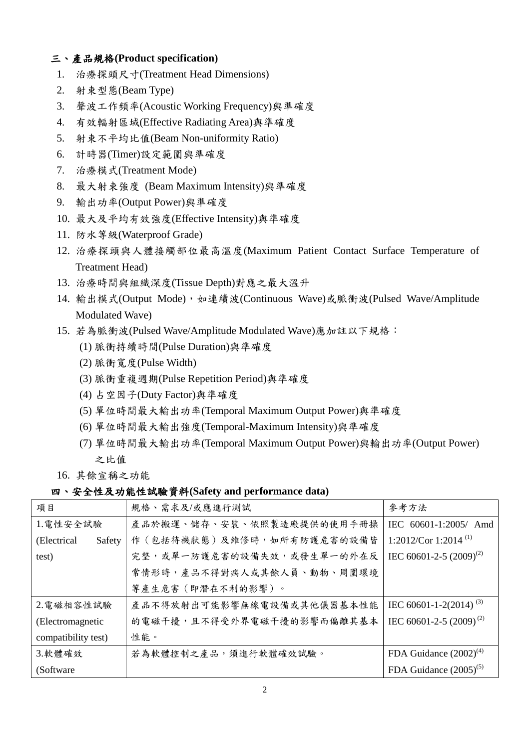## 三、產品規格(Product specification)

1. 治療探頭尺寸(Treatment Head Dimensions)
2. 射束型態(Beam Type)
3. 聲波工作頻率(Acoustic Working Frequency)與準確度
4. 有效輻射區域(Effective Radiating Area)與準確度
5. 射束不平均比值(Beam Non-uniformity Ratio)
6. 計時器(Timer)設定範圍與準確度
7. 治療模式(Treatment Mode)
8. 最大射束強度 (Beam Maximum Intensity)與準確度
9. 輸出功率(Output Power)與準確度
10. 最大及平均有效強度(Effective Intensity)與準確度
11. 防水等級(Waterproof Grade)
12. 治療探頭與人體接觸部位最高溫度(Maximum Patient Contact Surface Temperature of Treatment Head)
13. 治療時間與組織深度(Tissue Depth)對應之最大溫升
14. 輸出模式(Output Mode)，如連續波(Continuous Wave)或脈衝波(Pulsed Wave/Amplitude Modulated Wave)
15. 若為脈衝波(Pulsed Wave/Amplitude Modulated Wave)應加註以下規格：
    (1) 脈衝持續時間(Pulse Duration)與準確度
    (2) 脈衝寬度(Pulse Width)
    (3) 脈衝重複週期(Pulse Repetition Period)與準確度
    (4) 占空因子(Duty Factor)與準確度
    (5) 單位時間最大輸出功率(Temporal Maximum Output Power)與準確度
    (6) 單位時間最大輸出強度(Temporal-Maximum Intensity)與準確度
    (7) 單位時間最大輸出功率(Temporal Maximum Output Power)與輸出功率(Output Power)之比值
16. 其餘宣稱之功能

## 四、安全性及功能性試驗資料(Safety and performance data)

| 項目 | 規格、需求及/或應進行測試 | 參考方法 |
|---|---|---|
| 1.電性安全試驗 (Electrical Safety test) | 產品於搬運、儲存、安裝、依照製造廠提供的使用手冊操作（包括待機狀態）及維修時，如所有防護危害的設備皆完整，或單一防護危害的設備失效，或發生單一的外在反常情形時，產品不得對病人或其餘人員、動物、周圍環境等產生危害（即潛在不利的影響）。 | IEC 60601-1:2005/ Amd 1:2012/Cor 1:2014 (1)<br>IEC 60601-2-5 (2009)(2) |
| 2.電磁相容性試驗 (Electromagnetic compatibility test) | 產品不得放射出可能影響無線電設備或其他儀器基本性能的電磁干擾，且不得受外界電磁干擾的影響而偏離其基本性能。 | IEC 60601-1-2(2014) (3)<br>IEC 60601-2-5 (2009) (2) |
| 3.軟體確效 (Software | 若為軟體控制之產品，須進行軟體確效試驗。 | FDA Guidance (2002)(4)<br>FDA Guidance (2005)(5) |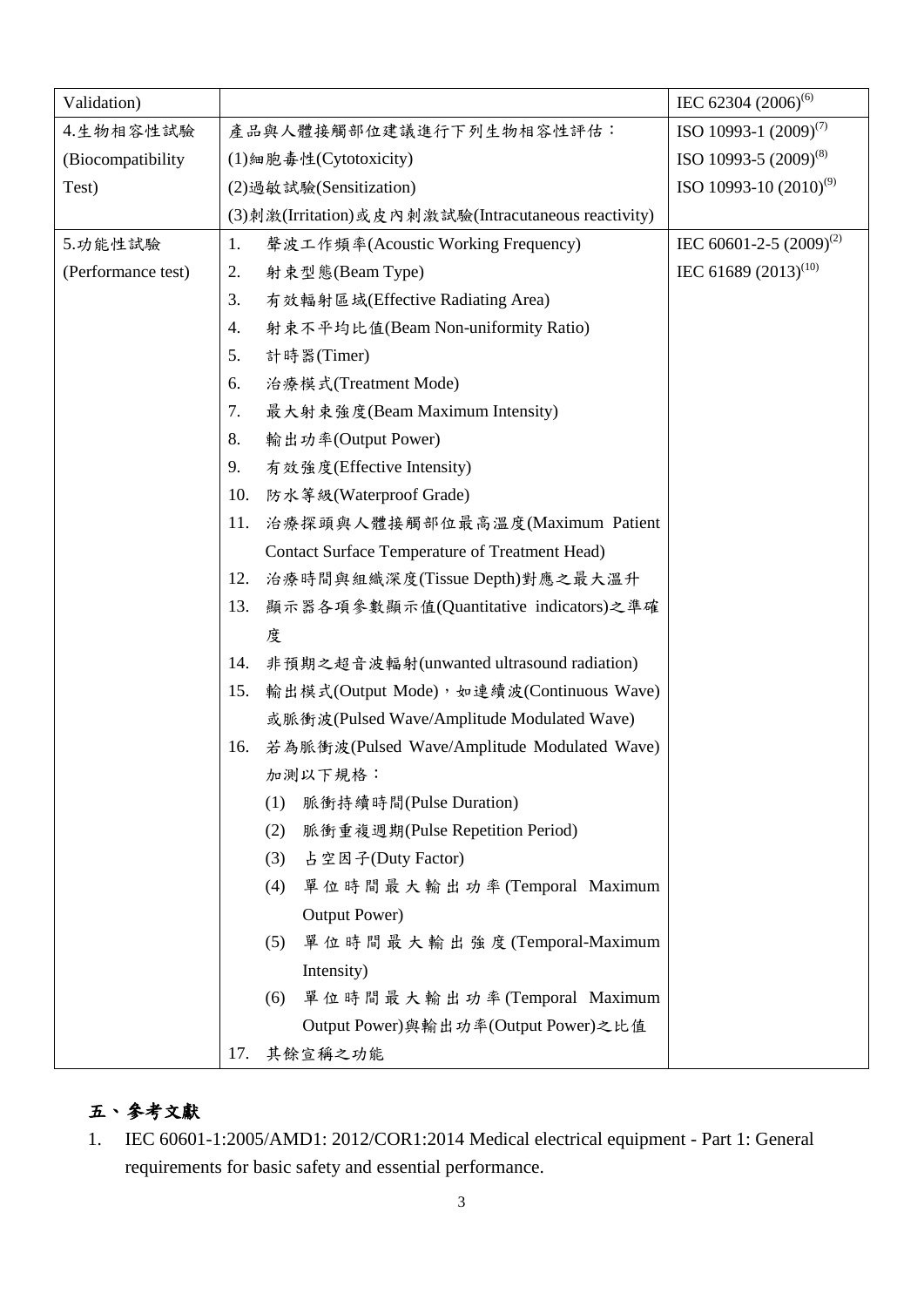| | | |
|---|---|---|
| Validation) | | IEC 62304 (2006)[6] |
| 4.生物相容性試驗 (Biocompatibility Test) | 產品與人體接觸部位建議進行下列生物相容性評估：<br>(1)細胞毒性(Cytotoxicity)<br>(2)過敏試驗(Sensitization)<br>(3)刺激(Irritation)或皮內刺激試驗(Intracutaneous reactivity) | ISO 10993-1 (2009)[7]<br>ISO 10993-5 (2009)[8]<br>ISO 10993-10 (2010)[9] |
| 5.功能性試驗 (Performance test) | 1. 聲波工作頻率(Acoustic Working Frequency)<br>2. 射束型態(Beam Type)<br>3. 有效輻射區域(Effective Radiating Area)<br>4. 射束不平均比值(Beam Non-uniformity Ratio)<br>5. 計時器(Timer)<br>6. 治療模式(Treatment Mode)<br>7. 最大射束強度(Beam Maximum Intensity)<br>8. 輸出功率(Output Power)<br>9. 有效強度(Effective Intensity)<br>10. 防水等級(Waterproof Grade)<br>11. 治療探頭與人體接觸部位最高溫度(Maximum Patient Contact Surface Temperature of Treatment Head)<br>12. 治療時間與組織深度(Tissue Depth)對應之最大溫升<br>13. 顯示器各項參數顯示值(Quantitative indicators)之準確度<br>14. 非預期之超音波輻射(unwanted ultrasound radiation)<br>15. 輸出模式(Output Mode)，如連續波(Continuous Wave)或脈衝波(Pulsed Wave/Amplitude Modulated Wave)<br>16. 若為脈衝波(Pulsed Wave/Amplitude Modulated Wave)加測以下規格：<br>(1) 脈衝持續時間(Pulse Duration)<br>(2) 脈衝重複週期(Pulse Repetition Period)<br>(3) 占空因子(Duty Factor)<br>(4) 單位時間最大輸出功率(Temporal Maximum Output Power)<br>(5) 單位時間最大輸出強度(Temporal-Maximum Intensity)<br>(6) 單位時間最大輸出功率(Temporal Maximum Output Power)與輸出功率(Output Power)之比值<br>17. 其餘宣稱之功能 | IEC 60601-2-5 (2009)[2]<br>IEC 61689 (2013)[10] |

## 五、參考文獻

1. IEC 60601-1:2005/AMD1: 2012/COR1:2014 Medical electrical equipment - Part 1: General requirements for basic safety and essential performance.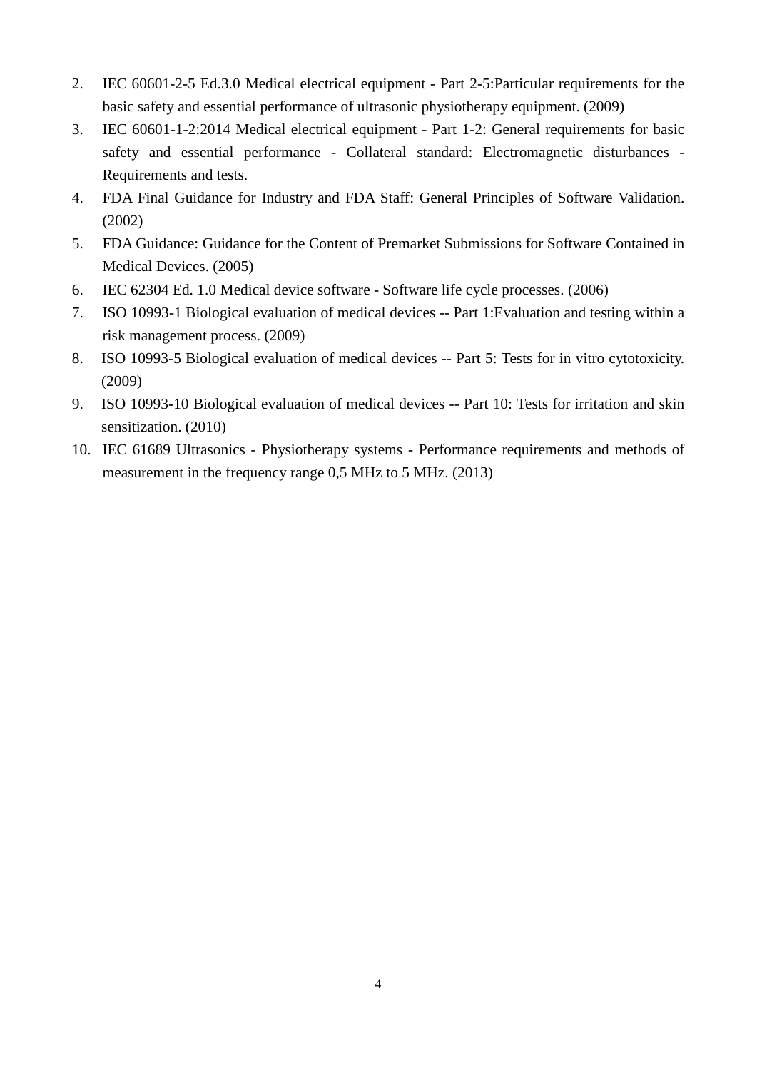2. IEC 60601-2-5 Ed.3.0 Medical electrical equipment - Part 2-5:Particular requirements for the basic safety and essential performance of ultrasonic physiotherapy equipment. (2009)
3. IEC 60601-1-2:2014 Medical electrical equipment - Part 1-2: General requirements for basic safety and essential performance - Collateral standard: Electromagnetic disturbances - Requirements and tests.
4. FDA Final Guidance for Industry and FDA Staff: General Principles of Software Validation. (2002)
5. FDA Guidance: Guidance for the Content of Premarket Submissions for Software Contained in Medical Devices. (2005)
6. IEC 62304 Ed. 1.0 Medical device software - Software life cycle processes. (2006)
7. ISO 10993-1 Biological evaluation of medical devices -- Part 1:Evaluation and testing within a risk management process. (2009)
8. ISO 10993-5 Biological evaluation of medical devices -- Part 5: Tests for in vitro cytotoxicity. (2009)
9. ISO 10993-10 Biological evaluation of medical devices -- Part 10: Tests for irritation and skin sensitization. (2010)
10. IEC 61689 Ultrasonics - Physiotherapy systems - Performance requirements and methods of measurement in the frequency range 0,5 MHz to 5 MHz. (2013)